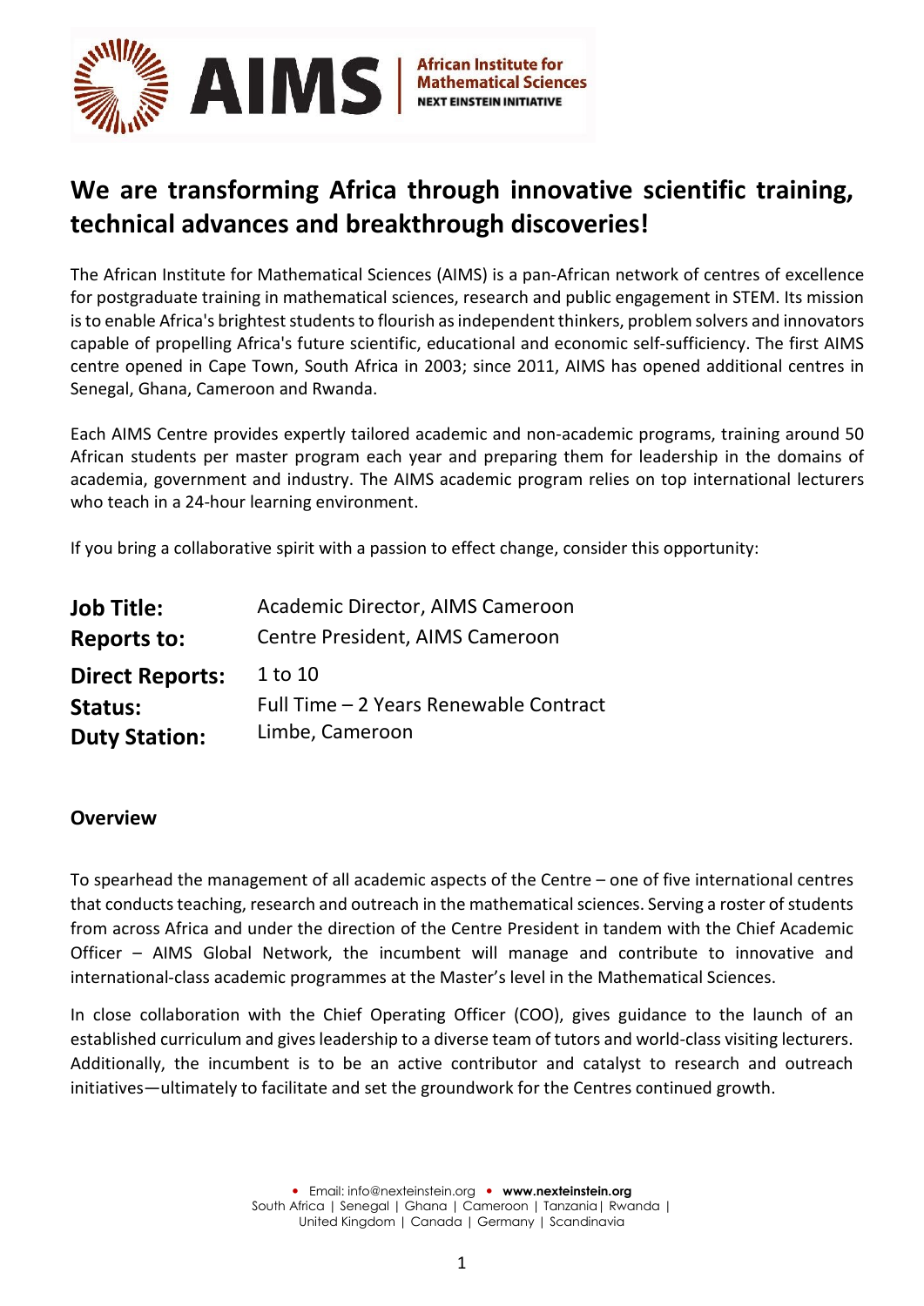AIMS | African Institute for Mathematical Sciences
NEXT EINSTEIN INITIATIVE

# We are transforming Africa through innovative scientific training, technical advances and breakthrough discoveries!

The African Institute for Mathematical Sciences (AIMS) is a pan-African network of centres of excellence for postgraduate training in mathematical sciences, research and public engagement in STEM. Its mission is to enable Africa's brightest students to flourish as independent thinkers, problem solvers and innovators capable of propelling Africa's future scientific, educational and economic self-sufficiency. The first AIMS centre opened in Cape Town, South Africa in 2003; since 2011, AIMS has opened additional centres in Senegal, Ghana, Cameroon and Rwanda.

Each AIMS Centre provides expertly tailored academic and non-academic programs, training around 50 African students per master program each year and preparing them for leadership in the domains of academia, government and industry. The AIMS academic program relies on top international lecturers who teach in a 24-hour learning environment.

If you bring a collaborative spirit with a passion to effect change, consider this opportunity:

| | |
|---|---|
| **Job Title:** | Academic Director, AIMS Cameroon |
| **Reports to:** | Centre President, AIMS Cameroon |
| **Direct Reports:** | 1 to 10 |
| **Status:** | Full Time – 2 Years Renewable Contract |
| **Duty Station:** | Limbe, Cameroon |

### Overview

To spearhead the management of all academic aspects of the Centre – one of five international centres that conducts teaching, research and outreach in the mathematical sciences. Serving a roster of students from across Africa and under the direction of the Centre President in tandem with the Chief Academic Officer – AIMS Global Network, the incumbent will manage and contribute to innovative and international-class academic programmes at the Master's level in the Mathematical Sciences.

In close collaboration with the Chief Operating Officer (COO), gives guidance to the launch of an established curriculum and gives leadership to a diverse team of tutors and world-class visiting lecturers. Additionally, the incumbent is to be an active contributor and catalyst to research and outreach initiatives—ultimately to facilitate and set the groundwork for the Centres continued growth.

• Email: info@nexteinstein.org • **www.nexteinstein.org**
South Africa | Senegal | Ghana | Cameroon | Tanzania| Rwanda | United Kingdom | Canada | Germany | Scandinavia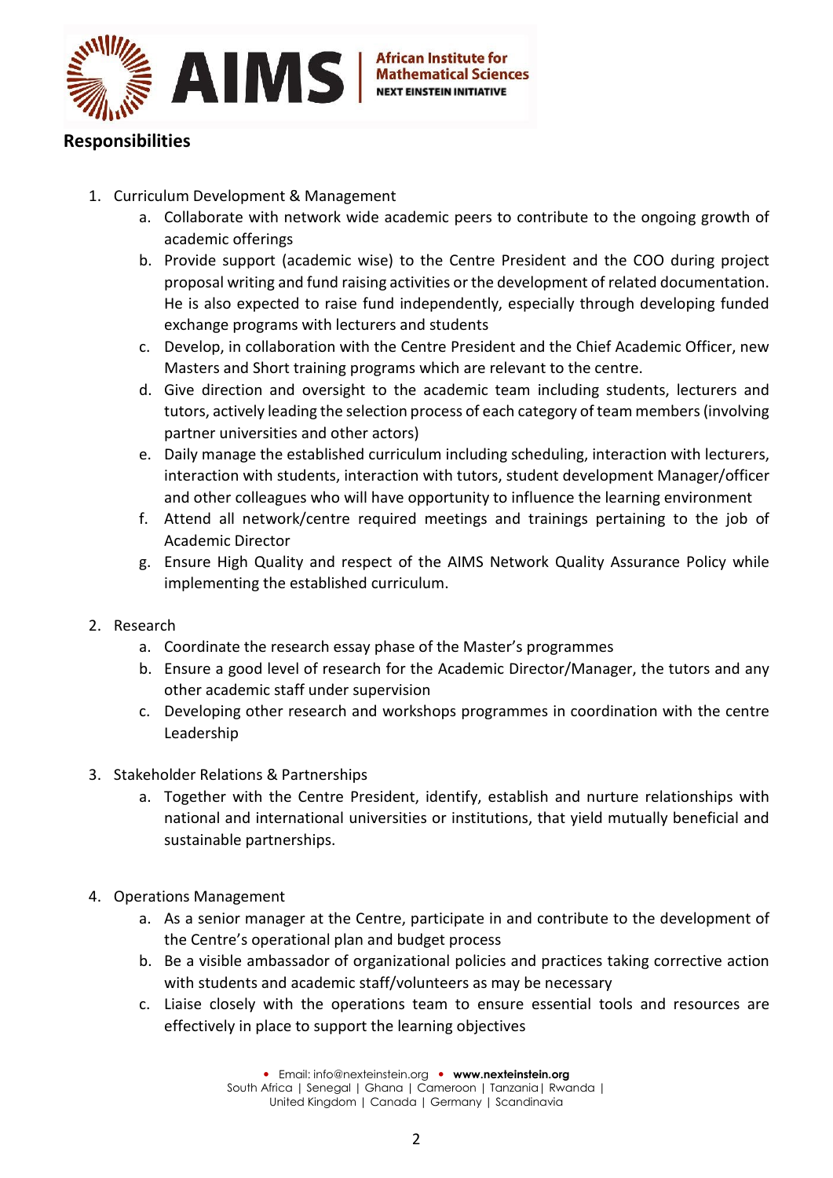## Responsibilities

1. Curriculum Development & Management
   a. Collaborate with network wide academic peers to contribute to the ongoing growth of academic offerings
   b. Provide support (academic wise) to the Centre President and the COO during project proposal writing and fund raising activities or the development of related documentation. He is also expected to raise fund independently, especially through developing funded exchange programs with lecturers and students
   c. Develop, in collaboration with the Centre President and the Chief Academic Officer, new Masters and Short training programs which are relevant to the centre.
   d. Give direction and oversight to the academic team including students, lecturers and tutors, actively leading the selection process of each category of team members (involving partner universities and other actors)
   e. Daily manage the established curriculum including scheduling, interaction with lecturers, interaction with students, interaction with tutors, student development Manager/officer and other colleagues who will have opportunity to influence the learning environment
   f. Attend all network/centre required meetings and trainings pertaining to the job of Academic Director
   g. Ensure High Quality and respect of the AIMS Network Quality Assurance Policy while implementing the established curriculum.

2. Research
   a. Coordinate the research essay phase of the Master's programmes
   b. Ensure a good level of research for the Academic Director/Manager, the tutors and any other academic staff under supervision
   c. Developing other research and workshops programmes in coordination with the centre Leadership

3. Stakeholder Relations & Partnerships
   a. Together with the Centre President, identify, establish and nurture relationships with national and international universities or institutions, that yield mutually beneficial and sustainable partnerships.

4. Operations Management
   a. As a senior manager at the Centre, participate in and contribute to the development of the Centre's operational plan and budget process
   b. Be a visible ambassador of organizational policies and practices taking corrective action with students and academic staff/volunteers as may be necessary
   c. Liaise closely with the operations team to ensure essential tools and resources are effectively in place to support the learning objectives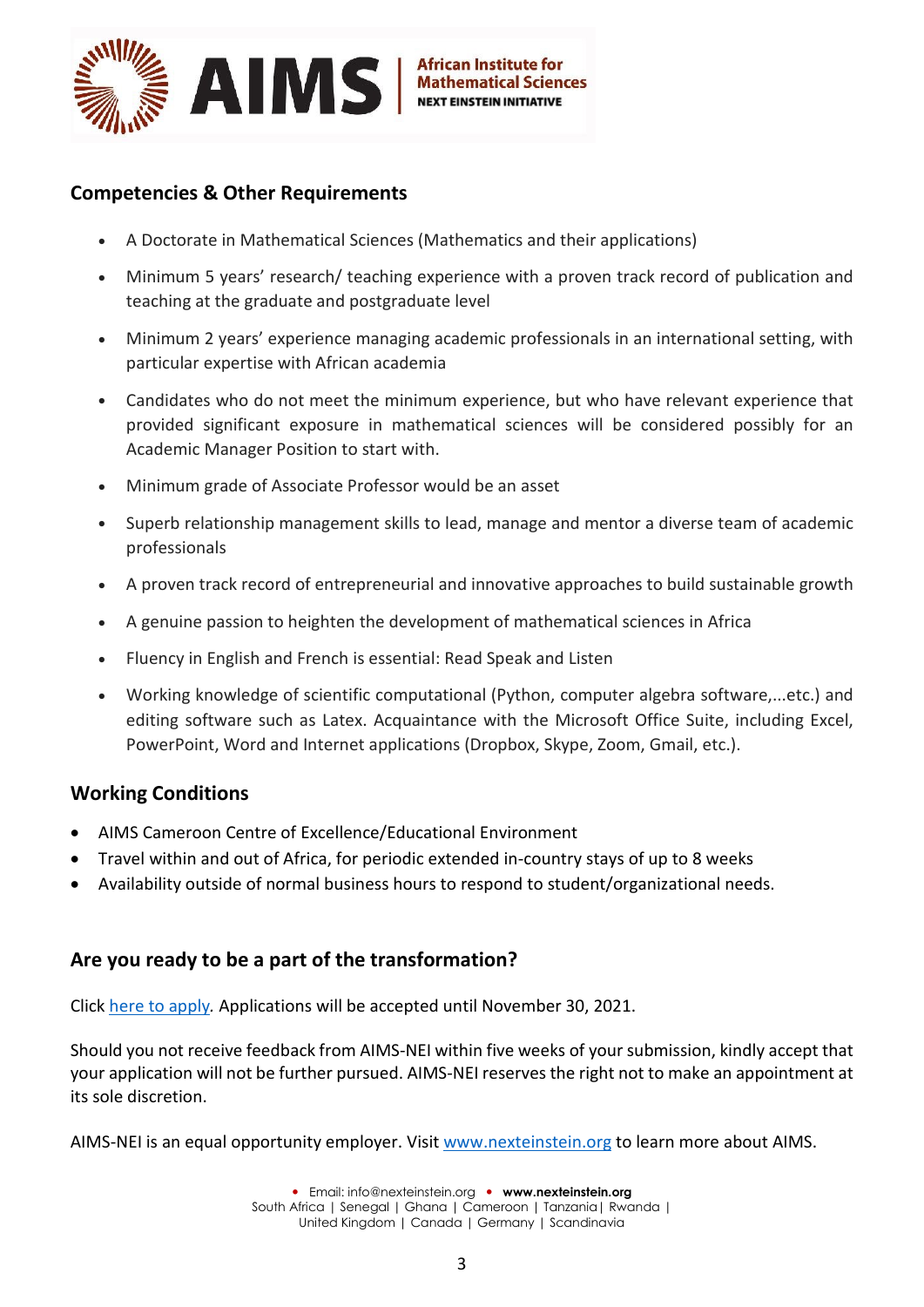## Competencies & Other Requirements

- A Doctorate in Mathematical Sciences (Mathematics and their applications)
- Minimum 5 years' research/ teaching experience with a proven track record of publication and teaching at the graduate and postgraduate level
- Minimum 2 years' experience managing academic professionals in an international setting, with particular expertise with African academia
- Candidates who do not meet the minimum experience, but who have relevant experience that provided significant exposure in mathematical sciences will be considered possibly for an Academic Manager Position to start with.
- Minimum grade of Associate Professor would be an asset
- Superb relationship management skills to lead, manage and mentor a diverse team of academic professionals
- A proven track record of entrepreneurial and innovative approaches to build sustainable growth
- A genuine passion to heighten the development of mathematical sciences in Africa
- Fluency in English and French is essential: Read Speak and Listen
- Working knowledge of scientific computational (Python, computer algebra software,...etc.) and editing software such as Latex. Acquaintance with the Microsoft Office Suite, including Excel, PowerPoint, Word and Internet applications (Dropbox, Skype, Zoom, Gmail, etc.).

## Working Conditions

- AIMS Cameroon Centre of Excellence/Educational Environment
- Travel within and out of Africa, for periodic extended in-country stays of up to 8 weeks
- Availability outside of normal business hours to respond to student/organizational needs.

## Are you ready to be a part of the transformation?

Click here to apply. Applications will be accepted until November 30, 2021.

Should you not receive feedback from AIMS-NEI within five weeks of your submission, kindly accept that your application will not be further pursued. AIMS-NEI reserves the right not to make an appointment at its sole discretion.

AIMS-NEI is an equal opportunity employer. Visit www.nexteinstein.org to learn more about AIMS.